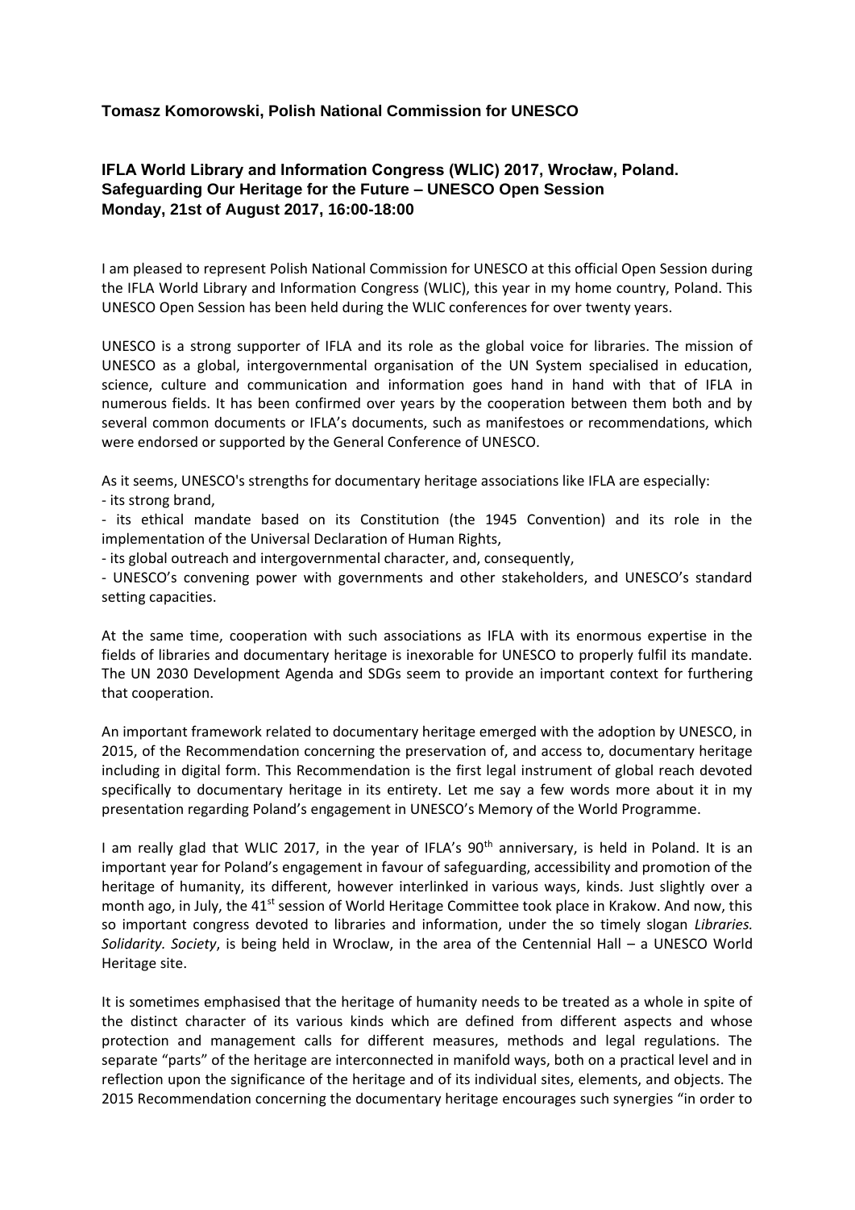**Tomasz Komorowski, Polish National Commission for UNESCO**

**IFLA World Library and Information Congress (WLIC) 2017, Wrocław, Poland.**
**Safeguarding Our Heritage for the Future – UNESCO Open Session**
**Monday, 21st of August 2017, 16:00-18:00**

I am pleased to represent Polish National Commission for UNESCO at this official Open Session during the IFLA World Library and Information Congress (WLIC), this year in my home country, Poland. This UNESCO Open Session has been held during the WLIC conferences for over twenty years.

UNESCO is a strong supporter of IFLA and its role as the global voice for libraries. The mission of UNESCO as a global, intergovernmental organisation of the UN System specialised in education, science, culture and communication and information goes hand in hand with that of IFLA in numerous fields. It has been confirmed over years by the cooperation between them both and by several common documents or IFLA's documents, such as manifestoes or recommendations, which were endorsed or supported by the General Conference of UNESCO.

As it seems, UNESCO's strengths for documentary heritage associations like IFLA are especially:
- its strong brand,
- its ethical mandate based on its Constitution (the 1945 Convention) and its role in the implementation of the Universal Declaration of Human Rights,
- its global outreach and intergovernmental character, and, consequently,
- UNESCO's convening power with governments and other stakeholders, and UNESCO's standard setting capacities.

At the same time, cooperation with such associations as IFLA with its enormous expertise in the fields of libraries and documentary heritage is inexorable for UNESCO to properly fulfil its mandate. The UN 2030 Development Agenda and SDGs seem to provide an important context for furthering that cooperation.

An important framework related to documentary heritage emerged with the adoption by UNESCO, in 2015, of the Recommendation concerning the preservation of, and access to, documentary heritage including in digital form. This Recommendation is the first legal instrument of global reach devoted specifically to documentary heritage in its entirety. Let me say a few words more about it in my presentation regarding Poland's engagement in UNESCO's Memory of the World Programme.

I am really glad that WLIC 2017, in the year of IFLA's 90th anniversary, is held in Poland. It is an important year for Poland's engagement in favour of safeguarding, accessibility and promotion of the heritage of humanity, its different, however interlinked in various ways, kinds. Just slightly over a month ago, in July, the 41st session of World Heritage Committee took place in Krakow. And now, this so important congress devoted to libraries and information, under the so timely slogan *Libraries. Solidarity. Society*, is being held in Wroclaw, in the area of the Centennial Hall – a UNESCO World Heritage site.

It is sometimes emphasised that the heritage of humanity needs to be treated as a whole in spite of the distinct character of its various kinds which are defined from different aspects and whose protection and management calls for different measures, methods and legal regulations. The separate "parts" of the heritage are interconnected in manifold ways, both on a practical level and in reflection upon the significance of the heritage and of its individual sites, elements, and objects. The 2015 Recommendation concerning the documentary heritage encourages such synergies "in order to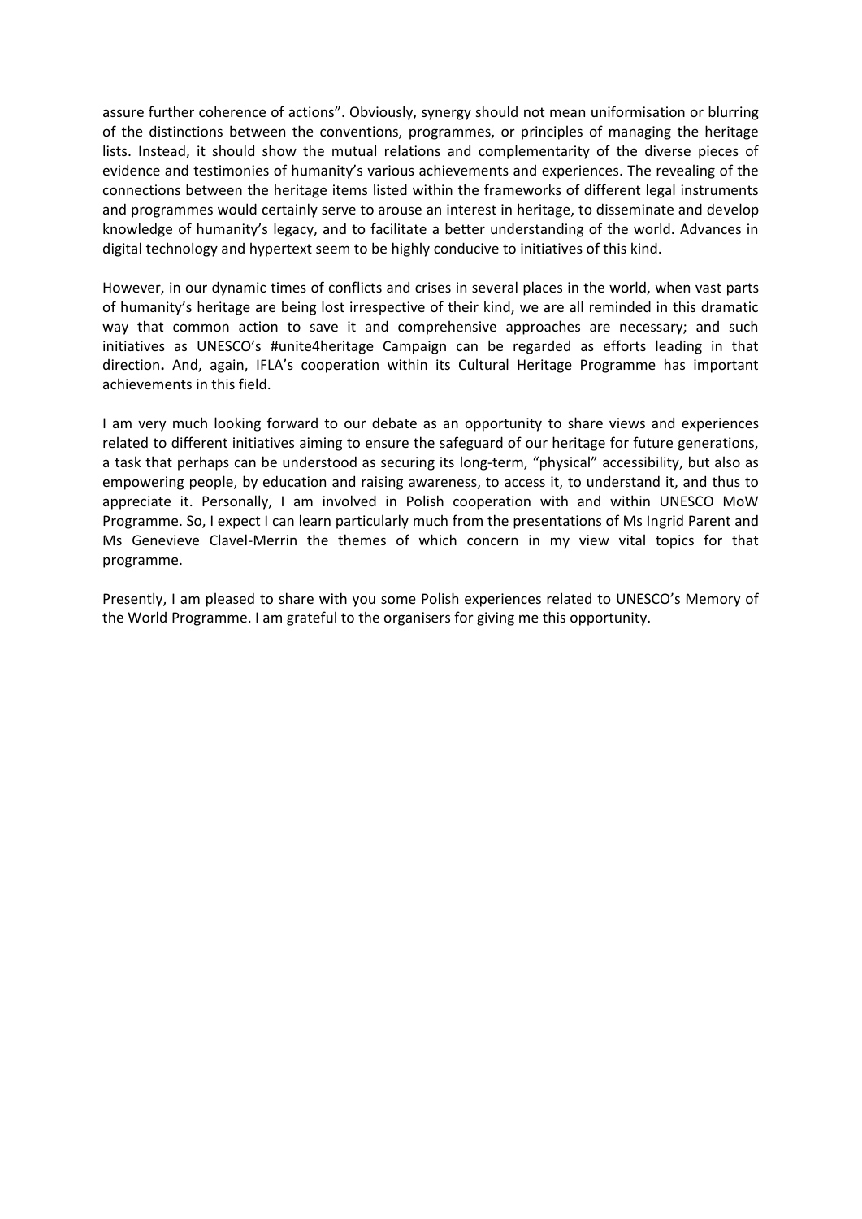assure further coherence of actions". Obviously, synergy should not mean uniformisation or blurring of the distinctions between the conventions, programmes, or principles of managing the heritage lists. Instead, it should show the mutual relations and complementarity of the diverse pieces of evidence and testimonies of humanity's various achievements and experiences. The revealing of the connections between the heritage items listed within the frameworks of different legal instruments and programmes would certainly serve to arouse an interest in heritage, to disseminate and develop knowledge of humanity's legacy, and to facilitate a better understanding of the world. Advances in digital technology and hypertext seem to be highly conducive to initiatives of this kind.

However, in our dynamic times of conflicts and crises in several places in the world, when vast parts of humanity's heritage are being lost irrespective of their kind, we are all reminded in this dramatic way that common action to save it and comprehensive approaches are necessary; and such initiatives as UNESCO's #unite4heritage Campaign can be regarded as efforts leading in that direction**.** And, again, IFLA's cooperation within its Cultural Heritage Programme has important achievements in this field.

I am very much looking forward to our debate as an opportunity to share views and experiences related to different initiatives aiming to ensure the safeguard of our heritage for future generations, a task that perhaps can be understood as securing its long-term, "physical" accessibility, but also as empowering people, by education and raising awareness, to access it, to understand it, and thus to appreciate it. Personally, I am involved in Polish cooperation with and within UNESCO MoW Programme. So, I expect I can learn particularly much from the presentations of Ms Ingrid Parent and Ms Genevieve Clavel-Merrin the themes of which concern in my view vital topics for that programme.

Presently, I am pleased to share with you some Polish experiences related to UNESCO's Memory of the World Programme. I am grateful to the organisers for giving me this opportunity.